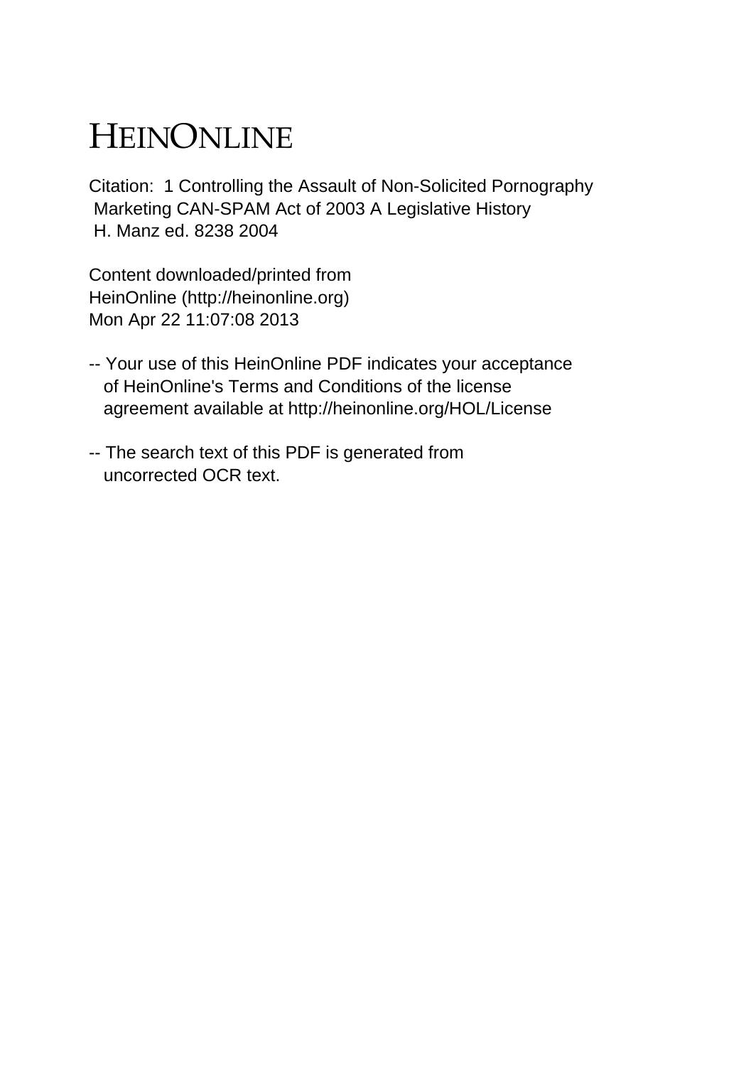# HEINONLINE

Citation: 1 Controlling the Assault of Non-Solicited Pornography Marketing CAN-SPAM Act of 2003 A Legislative History H. Manz ed. 8238 2004

Content downloaded/printed from HeinOnline (http://heinonline.org) Mon Apr 22 11:07:08 2013

-- Your use of this HeinOnline PDF indicates your acceptance of HeinOnline's Terms and Conditions of the license agreement available at http://heinonline.org/HOL/License

-- The search text of this PDF is generated from uncorrected OCR text.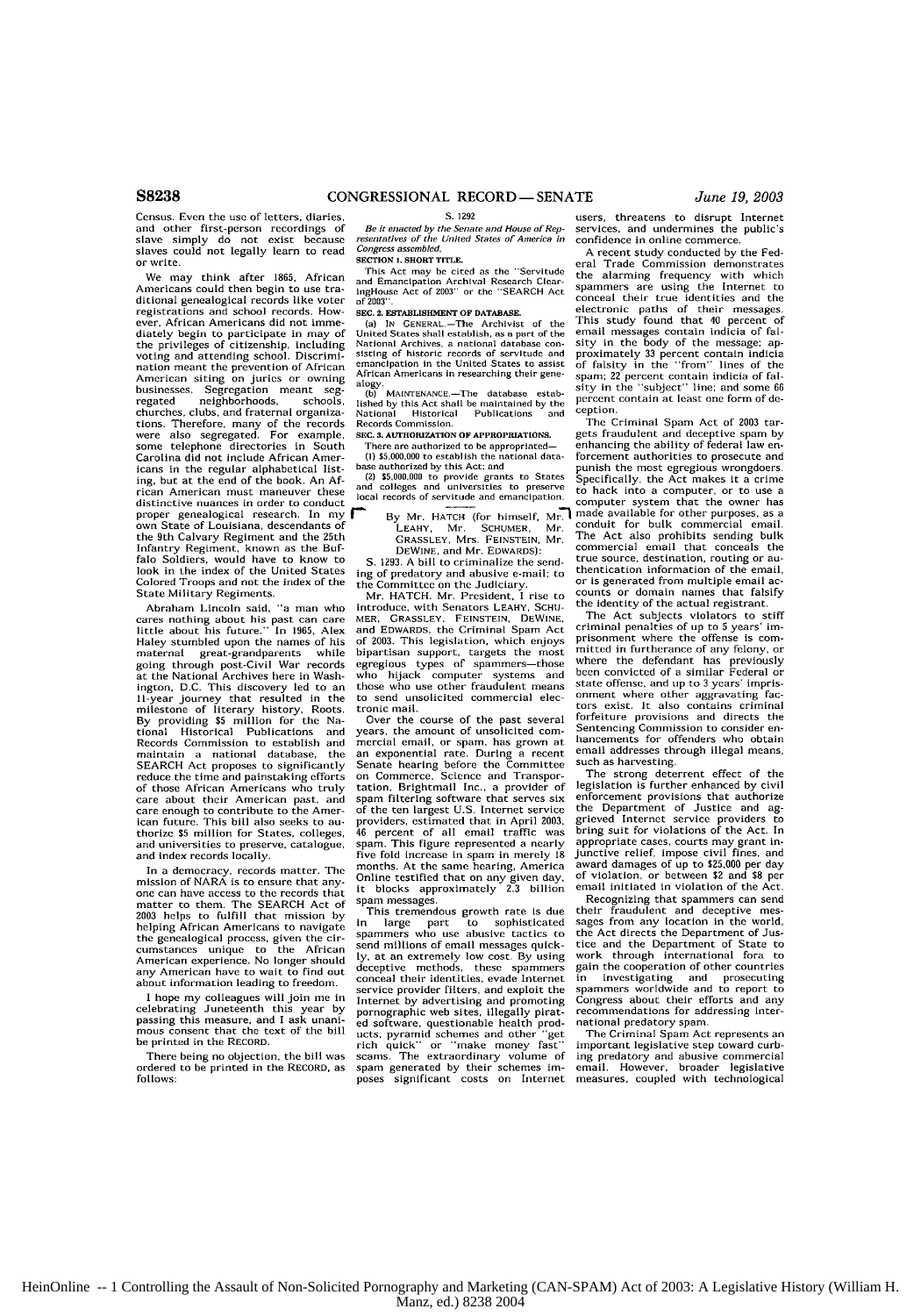Census. Even the use of letters, diaries, and other first-person recordings of slave simply do not exist because slaves could not legally learn to read or write.

We may think after 1865, African Americans could then begin to use traditional genealogical records like voter registrations and school records. However, African Americans did not immediately begin to participate in many of the privileges of citizenship, including voting and attending school. Discrimination meant the prevention of African American siting on juries or owning businesses. Segregation meant segregated neighborhoods, schools, churches, clubs, and fraternal organizations. Therefore, many of the records were also segregated. For example, some telephone directories in South Carolina did not include African Americans in the regular alphabetical listing, but at the end of the book. An African American must maneuver these distinctive nuances in order to conduct proper genealogical research. In my own State of Louisiana, descendants of the 9th Calvary Regiment and the 25th Infantry Regiment, known as the Buffalo Soldiers, would have to know to look in the index of the United States Colored Troops and not the index of the State Military Regiments.

Abraham Lincoln said, "a man who cares nothing about his past can care little about his future." In 1965, Alex Haley stumbled upon the names of his maternal great-grandparents while going through post-Civil War records at the National Archives here in Washington, D.C. This discovery led to an 11-year journey that resulted in the milestone of literary history, Roots. By providing $5 million for the National Historical Publications and Records Commission to establish and maintain a national database, the SEARCH Act proposes to significantly reduce the time and painstaking efforts of those African Americans who truly care about their American past, and care enough to contribute to the American future. This bill also seeks to authorize $5 million for States, colleges, and universities to preserve, catalogue, and index records locally.

In a democracy, records matter. The mission of NARA is to ensure that anyone can have access to the records that matter to them. The SEARCH Act of 2003 helps to fulfill that mission by helping African Americans to navigate the genealogical process, given the circumstances unique to the African American experience. No longer should any American have to wait to find out about information leading to freedom.

I hope my colleagues will join me in celebrating Juneteenth this year by passing this measure, and I ask unanimous consent that the text of the bill be printed in the RECORD.

There being no objection, the bill was ordered to be printed in the RECORD, as follows:

S. 1292

*Be it enacted by the Senate and House of Representatives of the United States of America in Congress assembled,*

**SECTION 1. SHORT TITLE.**

This Act may be cited as the "Servitude and Emancipation Archival Research ClearingHouse Act of 2003" or the "SEARCH Act of 2003".

**SEC. 2. ESTABLISHMENT OF DATABASE.**

(a) IN GENERAL.—The Archivist of the United States shall establish, as a part of the National Archives, a national database consisting of historic records of servitude and emancipation in the United States to assist African Americans in researching their genealogy.

(b) MAINTENANCE.—The database established by this Act shall be maintained by the National Historical Publications and Records Commission.

**SEC. 3. AUTHORIZATION OF APPROPRIATIONS.**

There are authorized to be appropriated—

(1) $5,000,000 to establish the national database authorized by this Act; and

(2) $5,000,000 to provide grants to States and colleges and universities to preserve local records of servitude and emancipation.

---

By Mr. HATCH (for himself, Mr. LEAHY, Mr. SCHUMER, Mr. GRASSLEY, Mrs. FEINSTEIN, Mr. DEWINE, and Mr. EDWARDS):

S. 1293. A bill to criminalize the sending of predatory and abusive e-mail; to the Committee on the Judiciary.

Mr. HATCH. Mr. President, I rise to introduce, with Senators LEAHY, SCHUMER, GRASSLEY, FEINSTEIN, DEWINE, and EDWARDS, the Criminal Spam Act of 2003. This legislation, which enjoys bipartisan support, targets the most egregious types of spammers—those who hijack computer systems and those who use other fraudulent means to send unsolicited commercial electronic mail.

Over the course of the past several years, the amount of unsolicited commercial email, or spam, has grown at an exponential rate. During a recent Senate hearing before the Committee on Commerce, Science and Transportation, Brightmail Inc., a provider of spam filtering software that serves six of the ten largest U.S. Internet service providers, estimated that in April 2003, 46 percent of all email traffic was spam. This figure represented a nearly five fold increase in spam in merely 18 months. At the same hearing, America Online testified that on any given day, it blocks approximately 2.3 billion spam messages.

This tremendous growth rate is due in large part to sophisticated spammers who use abusive tactics to send millions of email messages quickly, at an extremely low cost. By using deceptive methods, these spammers conceal their identities, evade Internet service provider filters, and exploit the Internet by advertising and promoting pornographic web sites, illegally pirated software, questionable health products, pyramid schemes and other "get rich quick" or "make money fast" scams. The extraordinary volume of spam generated by their schemes imposes significant costs on Internet users, threatens to disrupt Internet services, and undermines the public's confidence in online commerce.

A recent study conducted by the Federal Trade Commission demonstrates the alarming frequency with which spammers are using the Internet to conceal their true identities and the electronic paths of their messages. This study found that 40 percent of email messages contain indicia of falsity in the body of the message; approximately 33 percent contain indicia of falsity in the "from" lines of the spam; 22 percent contain indicia of falsity in the "subject" line; and some 66 percent contain at least one form of deception.

The Criminal Spam Act of 2003 targets fraudulent and deceptive spam by enhancing the ability of federal law enforcement authorities to prosecute and punish the most egregious wrongdoers. Specifically, the Act makes it a crime to hack into a computer, or to use a computer system that the owner has made available for other purposes, as a conduit for bulk commercial email. The Act also prohibits sending bulk commercial email that conceals the true source, destination, routing or authentication information of the email, or is generated from multiple email accounts or domain names that falsify the identity of the actual registrant.

The Act subjects violators to stiff criminal penalties of up to 5 years' imprisonment where the offense is committed in furtherance of any felony, or where the defendant has previously been convicted of a similar Federal or state offense, and up to 3 years' imprisonment where other aggravating factors exist. It also contains criminal forfeiture provisions and directs the Sentencing Commission to consider enhancements for offenders who obtain email addresses through illegal means, such as harvesting.

The strong deterrent effect of the legislation is further enhanced by civil enforcement provisions that authorize the Department of Justice and aggrieved Internet service providers to bring suit for violations of the Act. In appropriate cases, courts may grant injunctive relief, impose civil fines, and award damages of up to $25,000 per day of violation, or between $2 and $8 per email initiated in violation of the Act.

Recognizing that spammers can send their fraudulent and deceptive messages from any location in the world, the Act directs the Department of Justice and the Department of State to work through international fora to gain the cooperation of other countries in investigating and prosecuting spammers worldwide and to report to Congress about their efforts and any recommendations for addressing international predatory spam.

The Criminal Spam Act represents an important legislative step toward curbing predatory and abusive commercial email. However, broader legislative measures, coupled with technological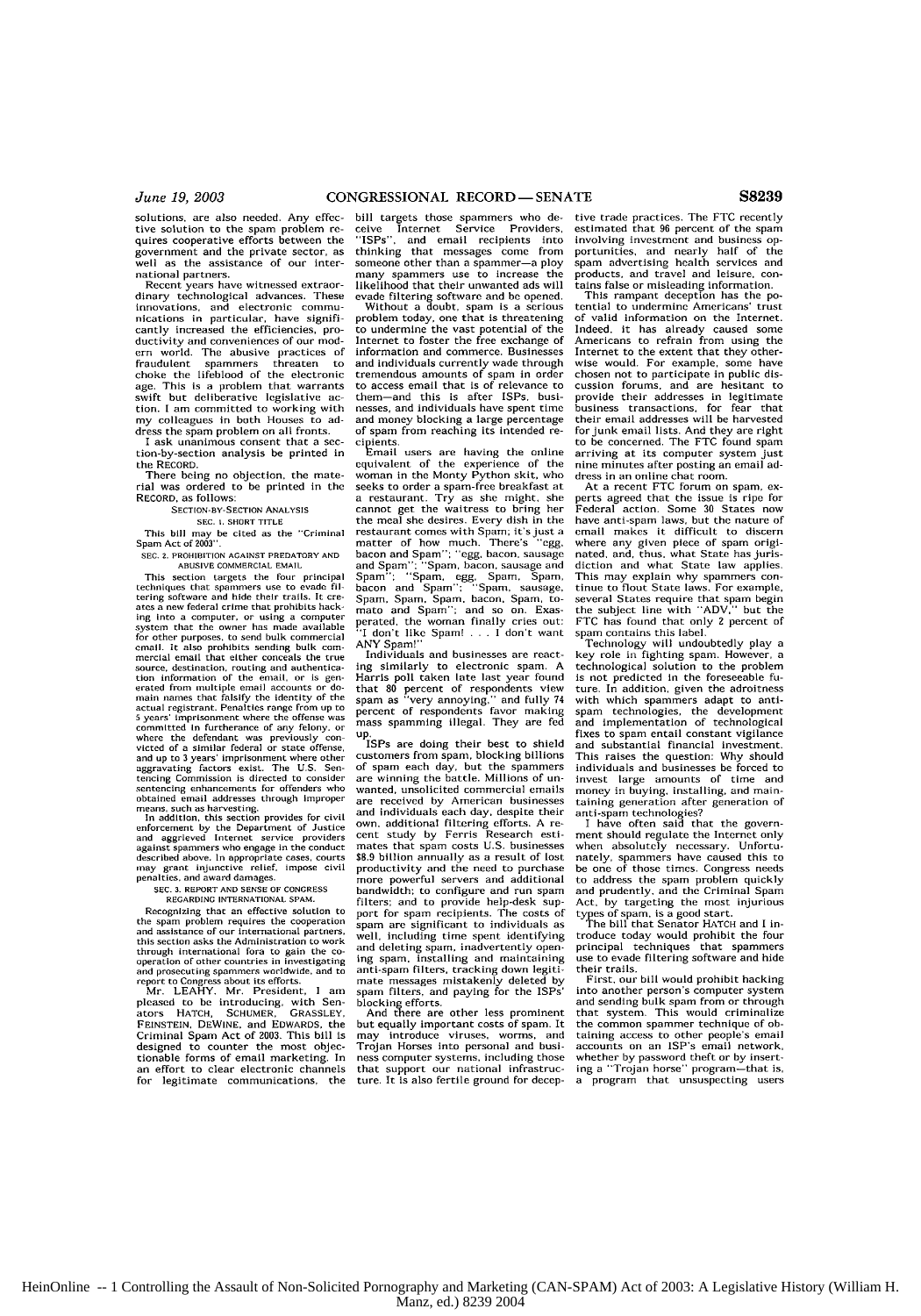solutions, are also needed. Any effective solution to the spam problem requires cooperative efforts between the government and the private sector, as well as the assistance of our international partners.

Recent years have witnessed extraordinary technological advances. These innovations, and electronic communications in particular, have significantly increased the efficiencies, productivity and conveniences of our modern world. The abusive practices of fraudulent spammers threaten to choke the lifeblood of the electronic age. This is a problem that warrants swift but deliberative legislative action. I am committed to working with my colleagues in both Houses to address the spam problem on all fronts.

I ask unanimous consent that a section-by-section analysis be printed in the RECORD.

There being no objection, the material was ordered to be printed in the RECORD, as follows:

SECTION-BY-SECTION ANALYSIS

SEC. 1. SHORT TITLE

This bill may be cited as the "Criminal Spam Act of 2003".

SEC. 2. PROHIBITION AGAINST PREDATORY AND ABUSIVE COMMERCIAL EMAIL

This section targets the four principal techniques that spammers use to evade filtering software and hide their trails. It creates a new federal crime that prohibits hacking into a computer, or using a computer system that the owner has made available for other purposes, to send bulk commercial email. It also prohibits sending bulk commercial email that either conceals the true source, destination, routing and authentication information of the email, or is generated from multiple email accounts or domain names that falsify the identity of the actual registrant. Penalties range from up to 5 years' imprisonment where the offense was committed in furtherance of any felony, or where the defendant was previously convicted of a similar federal or state offense, and up to 3 years' imprisonment where other aggravating factors exist. The U.S. Sentencing Commission is directed to consider sentencing enhancements for offenders who obtained email addresses through improper means, such as harvesting.

In addition, this section provides for civil enforcement by the Department of Justice and aggrieved Internet service providers against spammers who engage in the conduct described above. In appropriate cases, courts may grant injunctive relief, impose civil penalties, and award damages.

SEC. 3. REPORT AND SENSE OF CONGRESS REGARDING INTERNATIONAL SPAM.

Recognizing that an effective solution to the spam problem requires the cooperation and assistance of our international partners, this section asks the Administration to work through international fora to gain the cooperation of other countries in investigating and prosecuting spammers worldwide, and to report to Congress about its efforts.

Mr. LEAHY. Mr. President, I am pleased to be introducing, with Senators HATCH, SCHUMER, GRASSLEY, FEINSTEIN, DEWINE, and EDWARDS, the Criminal Spam Act of 2003. This bill is designed to counter the most objectionable forms of email marketing. In an effort to clear electronic channels for legitimate communications, the bill targets those spammers who deceive Internet Service Providers, "ISPs", and email recipients into thinking that messages come from someone other than a spammer—a ploy many spammers use to increase the likelihood that their unwanted ads will evade filtering software and be opened.

Without a doubt, spam is a serious problem today, one that is threatening to undermine the vast potential of the Internet to foster the free exchange of information and commerce. Businesses and individuals currently wade through tremendous amounts of spam in order to access email that is of relevance to them—and this is after ISPs, businesses, and individuals have spent time and money blocking a large percentage of spam from reaching its intended recipients.

Email users are having the online equivalent of the experience of the woman in the Monty Python skit, who seeks to order a spam-free breakfast at a restaurant. Try as she might, she cannot get the waitress to bring her the meal she desires. Every dish in the restaurant comes with Spam; it's just a matter of how much. There's "egg, bacon and Spam"; "egg, bacon, sausage and Spam"; "Spam, bacon, sausage and Spam"; "Spam, egg, Spam, Spam, bacon and Spam"; "Spam, sausage, Spam, Spam, Spam, bacon, Spam, tomato and Spam"; and so on. Exasperated, the woman finally cries out: "I don't like Spam! . . . I don't want ANY Spam!"

Individuals and businesses are reacting similarly to electronic spam. A Harris poll taken late last year found that 80 percent of respondents view spam as "very annoying," and fully 74 percent of respondents favor making mass spamming illegal. They are fed up.

ISPs are doing their best to shield customers from spam, blocking billions of spam each day, but the spammers are winning the battle. Millions of unwanted, unsolicited commercial emails are received by American businesses and individuals each day, despite their own, additional filtering efforts. A recent study by Ferris Research estimates that spam costs U.S. businesses $8.9 billion annually as a result of lost productivity and the need to purchase more powerful servers and additional bandwidth; to configure and run spam filters; and to provide help-desk support for spam recipients. The costs of spam are significant to individuals as well, including time spent identifying and deleting spam, inadvertently opening spam, installing and maintaining anti-spam filters, tracking down legitimate messages mistakenly deleted by spam filters, and paying for the ISPs' blocking efforts.

And there are other less prominent but equally important costs of spam. It may introduce viruses, worms, and Trojan Horses into personal and business computer systems, including those that support our national infrastructure. It is also fertile ground for deceptive trade practices. The FTC recently estimated that 96 percent of the spam involving investment and business opportunities, and nearly half of the spam advertising health services and products, and travel and leisure, contains false or misleading information.

This rampant deception has the potential to undermine Americans' trust of valid information on the Internet. Indeed, it has already caused some Americans to refrain from using the Internet to the extent that they otherwise would. For example, some have chosen not to participate in public discussion forums, and are hesitant to provide their addresses in legitimate business transactions, for fear that their email addresses will be harvested for junk email lists. And they are right to be concerned. The FTC found spam arriving at its computer system just nine minutes after posting an email address in an online chat room.

At a recent FTC forum on spam, experts agreed that the issue is ripe for Federal action. Some 30 States now have anti-spam laws, but the nature of email makes it difficult to discern where any given piece of spam originated, and, thus, what State has jurisdiction and what State law applies. This may explain why spammers continue to flout State laws. For example, several States require that spam begin the subject line with "ADV," but the FTC has found that only 2 percent of spam contains this label.

Technology will undoubtedly play a key role in fighting spam. However, a technological solution to the problem is not predicted in the foreseeable future. In addition, given the adroitness with which spammers adapt to anti-spam technologies, the development and implementation of technological fixes to spam entail constant vigilance and substantial financial investment. This raises the question: Why should individuals and businesses be forced to invest large amounts of time and money in buying, installing, and maintaining generation after generation of anti-spam technologies?

I have often said that the government should regulate the Internet only when absolutely necessary. Unfortunately, spammers have caused this to be one of those times. Congress needs to address the spam problem quickly and prudently, and the Criminal Spam Act, by targeting the most injurious types of spam, is a good start.

The bill that Senator HATCH and I introduce today would prohibit the four principal techniques that spammers use to evade filtering software and hide their trails.

First, our bill would prohibit hacking into another person's computer system and sending bulk spam from or through that system. This would criminalize the common spammer technique of obtaining access to other people's email accounts on an ISP's email network, whether by password theft or by inserting a "Trojan horse" program—that is, a program that unsuspecting users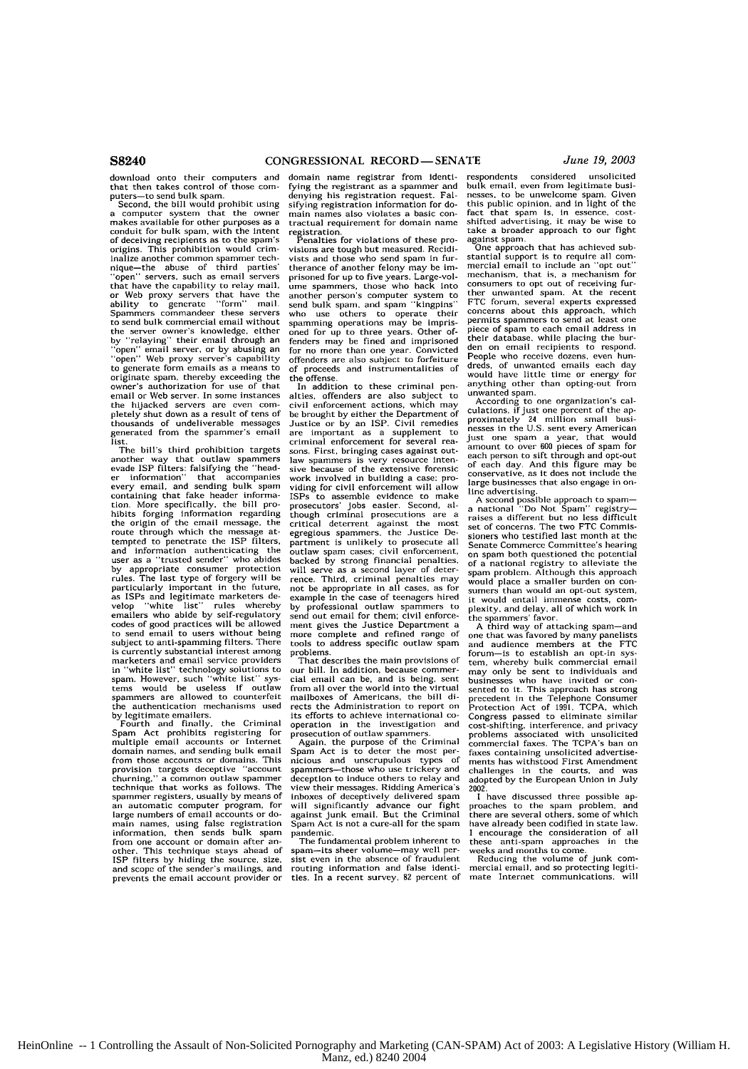download onto their computers and that then takes control of those computers—to send bulk spam.

Second, the bill would prohibit using a computer system that the owner makes available for other purposes as a conduit for bulk spam, with the intent of deceiving recipients as to the spam's origins. This prohibition would criminalize another common spammer technique—the abuse of third parties' "open" servers, such as email servers that have the capability to relay mail, or Web proxy servers that have the ability to generate "form" mail. Spammers commandeer these servers to send bulk commercial email without the server owner's knowledge, either by "relaying" their email through an "open" email server, or by abusing an "open" Web proxy server's capability to generate form emails as a means to originate spam, thereby exceeding the owner's authorization for use of that email or Web server. In some instances the hijacked servers are even completely shut down as a result of tens of thousands of undeliverable messages generated from the spammer's email list.

The bill's third prohibition targets another way that outlaw spammers evade ISP filters: falsifying the "header information" that accompanies every email, and sending bulk spam containing that fake header information. More specifically, the bill prohibits forging information regarding the origin of the email message, the route through which the message attempted to penetrate the ISP filters, and information authenticating the user as a "trusted sender" who abides by appropriate consumer protection rules. The last type of forgery will be particularly important in the future, as ISPs and legitimate marketers develop "white list" rules whereby emailers who abide by self-regulatory codes of good practices will be allowed to send email to users without being subject to anti-spamming filters. There is currently substantial interest among marketers and email service providers in "white list" technology solutions to spam. However, such "white list" systems would be useless if outlaw spammers are allowed to counterfeit the authentication mechanisms used by legitimate emailers.

Fourth and finally, the Criminal Spam Act prohibits registering for multiple email accounts or Internet domain names, and sending bulk email from those accounts or domains. This provision targets deceptive "account churning," a common outlaw spammer technique that works as follows. The spammer registers, usually by means of an automatic computer program, for large numbers of email accounts or domain names, using false registration information, then sends bulk spam from one account or domain after another. This technique stays ahead of ISP filters by hiding the source, size, and scope of the sender's mailings, and prevents the email account provider or domain name registrar from identifying the registrant as a spammer and denying his registration request. Falsifying registration information for domain names also violates a basic contractual requirement for domain name registration.

Penalties for violations of these provisions are tough but measured. Recidivists and those who send spam in furtherance of another felony may be imprisoned for up to five years. Large-volume spammers, those who hack into another person's computer system to send bulk spam, and spam "kingpins" who use others to operate their spamming operations may be imprisoned for up to three years. Other offenders may be fined and imprisoned for no more than one year. Convicted offenders are also subject to forfeiture of proceeds and instrumentalities of the offense.

In addition to these criminal penalties, offenders are also subject to civil enforcement actions, which may be brought by either the Department of Justice or by an ISP. Civil remedies are important as a supplement to criminal enforcement for several reasons. First, bringing cases against outlaw spammers is very resource intensive because of the extensive forensic work involved in building a case; providing for civil enforcement will allow ISPs to assemble evidence to make prosecutors' jobs easier. Second, although criminal prosecutions are a critical deterrent against the most egregious spammers, the Justice Department is unlikely to prosecute all outlaw spam cases; civil enforcement, backed by strong financial penalties, will serve as a second layer of deterrence. Third, criminal penalties may not be appropriate in all cases, as for example in the case of teenagers hired by professional outlaw spammers to send out email for them; civil enforcement gives the Justice Department a more complete and refined range of tools to address specific outlaw spam problems.

That describes the main provisions of our bill. In addition, because commercial email can be, and is being, sent from all over the world into the virtual mailboxes of Americans, the bill directs the Administration to report on its efforts to achieve international cooperation in the investigation and prosecution of outlaw spammers.

Again, the purpose of the Criminal Spam Act is to deter the most pernicious and unscrupulous types of spammers—those who use trickery and deception to induce others to relay and view their messages. Ridding America's inboxes of deceptively delivered spam will significantly advance our fight against junk email. But the Criminal Spam Act is not a cure-all for the spam pandemic.

The fundamental problem inherent to spam—its sheer volume—may well persist even in the absence of fraudulent routing information and false identities. In a recent survey, 82 percent of respondents considered unsolicited bulk email, even from legitimate businesses, to be unwelcome spam. Given this public opinion, and in light of the fact that spam is, in essence, cost-shifted advertising, it may be wise to take a broader approach to our fight against spam.

One approach that has achieved substantial support is to require all commercial email to include an "opt out" mechanism, that is, a mechanism for consumers to opt out of receiving further unwanted spam. At the recent FTC forum, several experts expressed concerns about this approach, which permits spammers to send at least one piece of spam to each email address in their database, while placing the burden on email recipients to respond. People who receive dozens, even hundreds, of unwanted emails each day would have little time or energy for anything other than opting-out from unwanted spam.

According to one organization's calculations, if just one percent of the approximately 24 million small businesses in the U.S. sent every American just one spam a year, that would amount to over 600 pieces of spam for each person to sift through and opt-out of each day. And this figure may be conservative, as it does not include the large businesses that also engage in online advertising.

A second possible approach to spam—a national "Do Not Spam" registry—raises a different but no less difficult set of concerns. The two FTC Commissioners who testified last month at the Senate Commerce Committee's hearing on spam both questioned the potential of a national registry to alleviate the spam problem. Although this approach would place a smaller burden on consumers than would an opt-out system, it would entail immense costs, complexity, and delay, all of which work in the spammers' favor.

A third way of attacking spam—and one that was favored by many panelists and audience members at the FTC forum—is to establish an opt-in system, whereby bulk commercial email may only be sent to individuals and businesses who have invited or consented to it. This approach has strong precedent in the Telephone Consumer Protection Act of 1991, TCPA, which Congress passed to eliminate similar cost-shifting, interference, and privacy problems associated with unsolicited commercial faxes. The TCPA's ban on faxes containing unsolicited advertisements has withstood First Amendment challenges in the courts, and was adopted by the European Union in July 2002.

I have discussed three possible approaches to the spam problem, and there are several others, some of which have already been codified in state law. I encourage the consideration of all these anti-spam approaches in the weeks and months to come.

Reducing the volume of junk commercial email, and so protecting legitimate Internet communications, will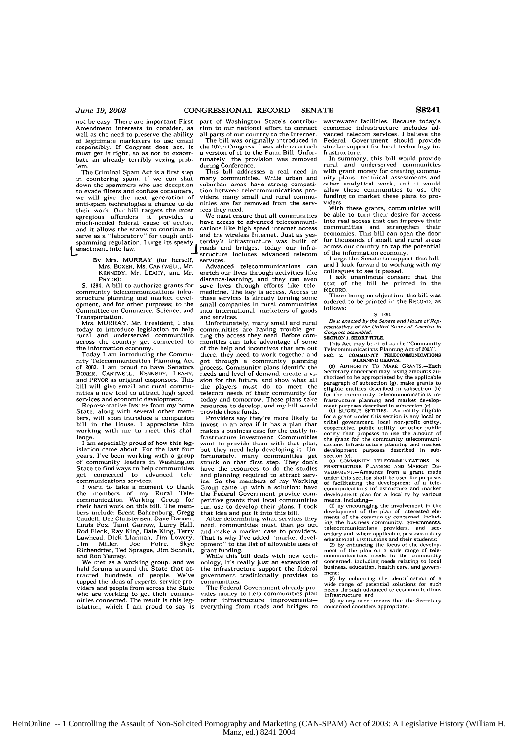not be easy. There are important First Amendment interests to consider, as well as the need to preserve the ability of legitimate marketers to use email responsibly. If Congress does act, it must get it right, so as not to exacerbate an already terribly vexing problem.

The Criminal Spam Act is a first step in countering spam. If we can shut down the spammers who use deception to evade filters and confuse consumers, we will give the next generation of anti-spam technologies a chance to do their work. Our bill targets the most egregious offenders, it provides a much-needed federal cause of action, and it allows the states to continue to serve as a "laboratory" for tough anti-spamming regulation. I urge its speedy enactment into law.

---

By Mrs. MURRAY (for herself, Mrs. BOXER, Ms. CANTWELL, Mr. KENNEDY, Mr. LEAHY, and Mr. PRYOR):

S. 1294. A bill to authorize grants for community telecommunications infrastructure planning and market development, and for other purposes; to the Committee on Commerce, Science, and Transportation.

Mrs. MURRAY. Mr. President, I rise today to introduce legislation to help rural and underserved communities across the country get connected to the information economy.

Today I am introducing the Community Telecommunication Planning Act of 2003. I am proud to have Senators BOXER, CANTWELL, KENNEDY, LEAHY, and PRYOR as original cosponsors. This bill will give small and rural communities a new tool to attract high speed services and economic development.

Representative INSLEE from my home State, along with several other members, will soon introduce a companion bill in the House. I appreciate him working with me to meet this challenge.

I am especially proud of how this legislation came about. For the last four years, I've been working with a group of community leaders in Washington State to find ways to help communities get connected to advanced telecommunications services.

I want to take a moment to thank the members of my Rural Telecommunication Working Group for their hard work on this bill. The members include: Brent Bahrenburg, Gregg Caudell, Dee Christensen, Dave Danner, Louis Fox, Tami Garrow, Larry Hall, Rod Fleck, Ray King, Dale King, Terry Lawhead, Dick Llarman, Jim Lowery, Jim Miller, Joe Poire, Skye Richendrfer, Ted Sprague, Jim Schmit, and Ron Yenney.

We met as a working group, and we held forums around the State that attracted hundreds of people. We've tapped the ideas of experts, service providers and people from across the State who are working to get their communities connected. The result is this legislation, which I am proud to say is part of Washington State's contribution to our national effort to connect all parts of our country to the Internet.

The bill was originally introduced in the 107th Congress. I was able to attach a version of it to the Farm Bill. Unfortunately, the provision was removed during Conference.

This bill addresses a real need in many communities. While urban and suburban areas have strong competition between telecommunications providers, many small and rural communities are far removed from the services they need.

We must ensure that all communities have access to advanced telecommunications like high speed Internet access and the wireless Internet. Just as yesterday's infrastructure was built of roads and bridges, today our infrastructure includes advanced telecom services.

Advanced telecommunications can enrich our lives through activities like distance-learning, and they can even save lives through efforts like telemedicine. The key is access. Access to these services is already turning some small companies in rural communities into international marketers of goods and services.

Unfortunately, many small and rural communities are having trouble getting the access they need. Before communities can take advantage of some of the help and incentives that are out there, they need to work together and got through a community planning process. Community plans identify the needs and level of demand, create a vision for the future, and show what all the players must do to meet the telecom needs of their community for today and tomorrow. These plans take resources to develop, and my bill would provide those funds.

Providers say they're more likely to invest in an area if it has a plan that makes a business case for the costly infrastructure investment. Communities want to provide them with that plan, but they need help developing it. Unfortunately, many communities get struck on that first step. They don't have the resources to do the studies and planning required to attract service. So the members of my Working Group came up with a solution: have the Federal Government provide competitive grants that local communities can use to develop their plans. I took that idea and put it into this bill.

After determining what services they need, communities must then go out and make a market case to providers. That is why I've added "market development" to the list of allowable uses of grant funding.

While this bill deals with new technology, it's really just an extension of the infrastructure support the federal government traditionally provides to communities.

The Federal Government already provides money to help communities plan other infrastructure improvements—everything from roads and bridges to wastewater facilities. Because today's economic infrastructure includes advanced telecom services, I believe the Federal Government should provide similar support for local technology infrastructure.

In summary, this bill would provide rural and underserved communities with grant money for creating community plans, technical assessments and other analytical work, and it would allow these communities to use the funding to market these plans to providers.

With these grants, communities will be able to turn their desire for access into real access that can improve their communities and strengthen their economies. This bill can open the door for thousands of small and rural areas across our country to tap the potential of the information economy.

I urge the Senate to support this bill, and I look forward to working with my colleagues to see it passed.

I ask unanimous consent that the text of the bill be printed in the RECORD.

There being no objection, the bill was ordered to be printed in the RECORD, as follows:

S. 1294

*Be it enacted by the Senate and House of Representatives of the United States of America in Congress assembled,*

**SECTION 1. SHORT TITLE.**

This Act may be cited as the "Community Telecommunications Planning Act of 2003".

**SEC. 2. COMMUNITY TELECOMMUNICATIONS PLANNING GRANTS.**

(a) AUTHORITY TO MAKE GRANTS.—Each Secretary concerned may, using amounts authorized to be appropriated by the applicable paragraph of subsection (g), make grants to eligible entities described in subsection (b) for the community telecommunications infrastructure planning and market development purposes described in subsection (c).

(b) ELIGIBLE ENTITIES.—An entity eligible for a grant under this section is any local or tribal government, local non-profit entity, cooperative, public utility, or other public entity that proposes to use the amount of the grant for the community telecommunications infrastructure planning and market development purposes described in subsection (c).

(c) COMMUNITY TELECOMMUNICATIONS INFRASTRUCTURE PLANNING AND MARKET DEVELOPMENT.—Amounts from a grant made under this section shall be used for purposes of facilitating the development of a telecommunications infrastructure and market development plan for a locality by various means, including—

(1) by encouraging the involvement in the development of the plan of interested elements of the community concerned, including the business community, governments, telecommunications providers, and secondary and, where applicable, post-secondary educational institutions and their students;

(2) by enhancing the focus of the development of the plan on a wide range of telecommunications needs in the community concerned, including needs relating to local business, education, health care, and government;

(3) by enhancing the identification of a wide range of potential solutions for such needs through advanced telecommunications infrastructure; and

(4) by any other means that the Secretary concerned considers appropriate.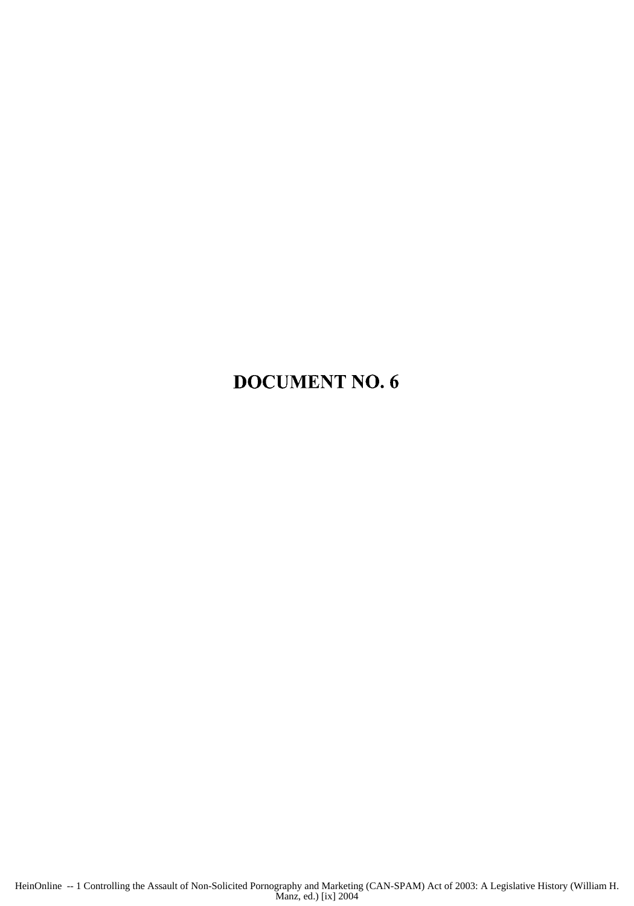# DOCUMENT NO. 6